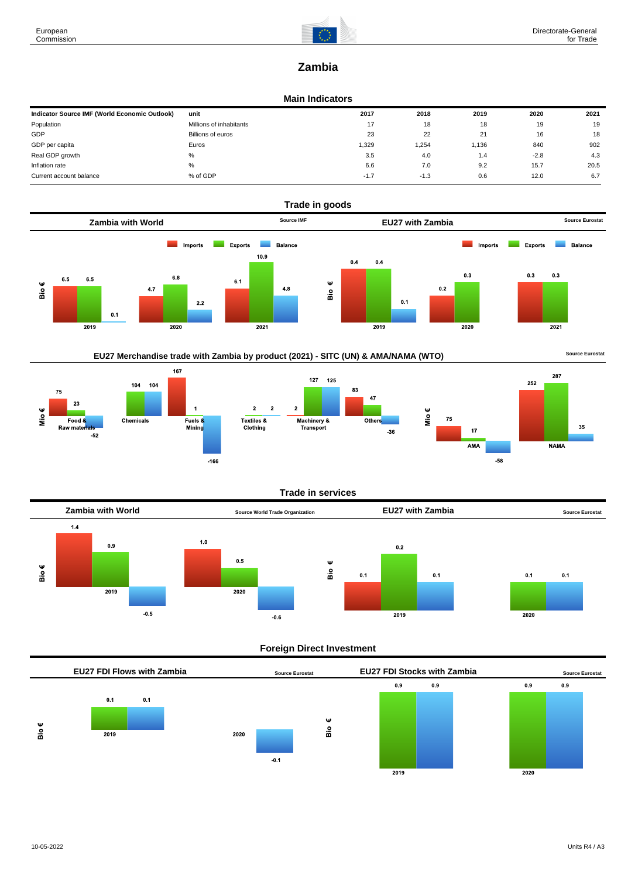# Zambia

## Main Indicators

| Indicator Source IMF (World Economic Outlook) | unit | 2017 | 2018 | 2019 | 2020 | 2021 |
|---|---|---|---|---|---|---|
| Population | Millions of inhabitants | 17 | 18 | 18 | 19 | 19 |
| GDP | Billions of euros | 23 | 22 | 21 | 16 | 18 |
| GDP per capita | Euros | 1,329 | 1,254 | 1,136 | 840 | 902 |
| Real GDP growth | % | 3.5 | 4.0 | 1.4 | -2.8 | 4.3 |
| Inflation rate | % | 6.6 | 7.0 | 9.2 | 15.7 | 20.5 |
| Current account balance | % of GDP | -1.7 | -1.3 | 0.6 | 12.0 | 6.7 |

## Trade in goods

### Zambia with World

Source IMF

Bio €

| | Imports | Exports | Balance |
|---|---|---|---|
| 2019 | 6.5 | 6.5 | 0.1 |
| 2020 | 4.7 | 6.8 | 2.2 |
| 2021 | 6.1 | 10.9 | 4.8 |

### EU27 with Zambia

Source Eurostat

Bio €

| | Imports | Exports | Balance |
|---|---|---|---|
| 2019 | 0.4 | 0.4 | 0.1 |
| 2020 | 0.2 | 0.3 | |
| 2021 | 0.3 | 0.3 | |

### EU27 Merchandise trade with Zambia by product (2021) - SITC (UN) & AMA/NAMA (WTO)

Source Eurostat

Mio €

| | Imports | Exports | Balance |
|---|---|---|---|
| Food & Raw materials | 75 | 23 | -52 |
| Chemicals | | 104 | 104 |
| Fuels & Mining | 167 | 1 | -166 |
| Textiles & Clothing | 2 | 2 | |
| Machinery & Transport | 2 | 127 | 125 |
| Others | 83 | 47 | -36 |
| AMA | 75 | 17 | -58 |
| NAMA | 252 | 287 | 35 |

## Trade in services

### Zambia with World

Source World Trade Organization

Bio €

| | Imports | Exports | Balance |
|---|---|---|---|
| 2019 | 1.4 | 0.9 | -0.5 |
| 2020 | 1.0 | 0.5 | -0.6 |

### EU27 with Zambia

Source Eurostat

Bio €

| | Imports | Exports | Balance |
|---|---|---|---|
| 2019 | 0.1 | 0.2 | 0.1 |
| 2020 | | 0.1 | 0.1 |

## Foreign Direct Investment

### EU27 FDI Flows with Zambia

Source Eurostat

Bio €

| | Outward | Net |
|---|---|---|
| 2019 | 0.1 | 0.1 |
| 2020 | | -0.1 |

### EU27 FDI Stocks with Zambia

Source Eurostat

Bio €

| | Outward | Net |
|---|---|---|
| 2019 | 0.9 | 0.9 |
| 2020 | 0.9 | 0.9 |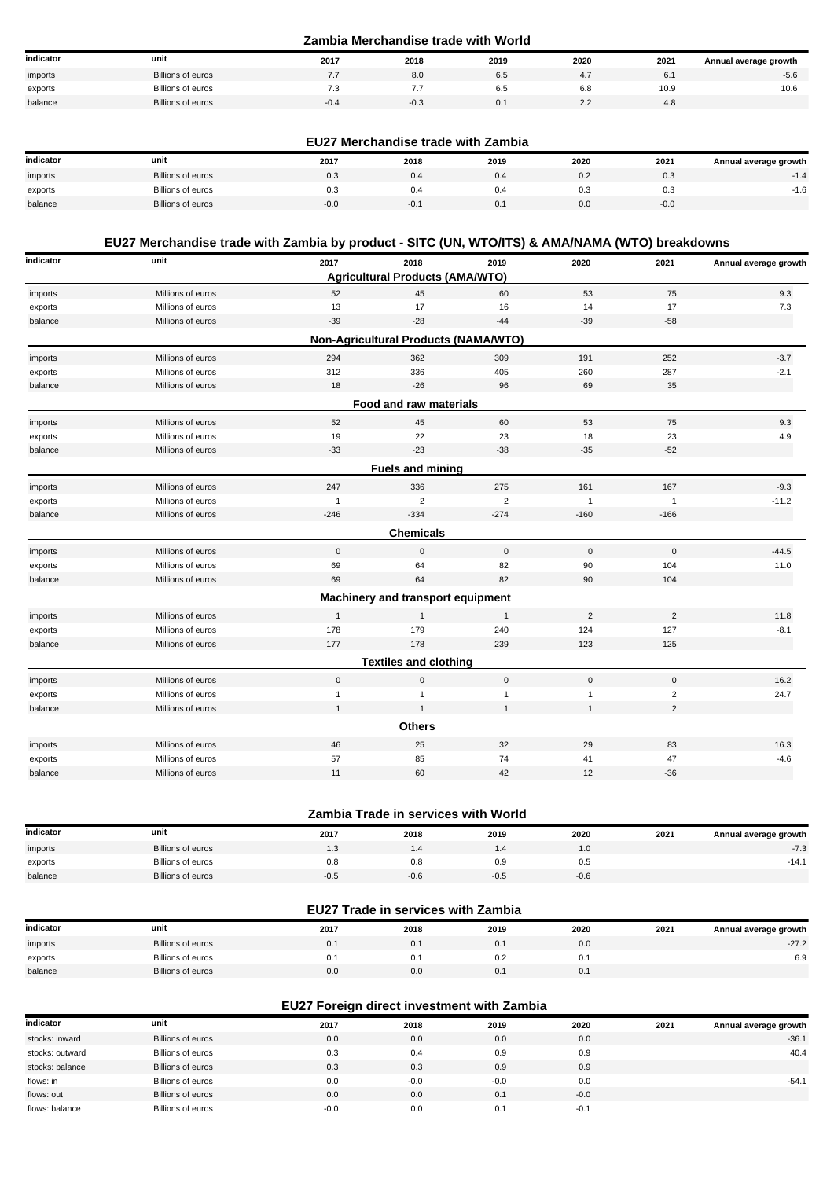## Zambia Merchandise trade with World

| indicator | unit | 2017 | 2018 | 2019 | 2020 | 2021 | Annual average growth |
|---|---|---|---|---|---|---|---|
| imports | Billions of euros | 7.7 | 8.0 | 6.5 | 4.7 | 6.1 | -5.6 |
| exports | Billions of euros | 7.3 | 7.7 | 6.5 | 6.8 | 10.9 | 10.6 |
| balance | Billions of euros | -0.4 | -0.3 | 0.1 | 2.2 | 4.8 | |

## EU27 Merchandise trade with Zambia

| indicator | unit | 2017 | 2018 | 2019 | 2020 | 2021 | Annual average growth |
|---|---|---|---|---|---|---|---|
| imports | Billions of euros | 0.3 | 0.4 | 0.4 | 0.2 | 0.3 | -1.4 |
| exports | Billions of euros | 0.3 | 0.4 | 0.4 | 0.3 | 0.3 | -1.6 |
| balance | Billions of euros | -0.0 | -0.1 | 0.1 | 0.0 | -0.0 | |

## EU27 Merchandise trade with Zambia by product - SITC (UN, WTO/ITS) & AMA/NAMA (WTO) breakdowns

| indicator | unit | 2017 | 2018 | 2019 | 2020 | 2021 | Annual average growth |
|---|---|---|---|---|---|---|---|
| | | | **Agricultural Products (AMA/WTO)** | | | | |
| imports | Millions of euros | 52 | 45 | 60 | 53 | 75 | 9.3 |
| exports | Millions of euros | 13 | 17 | 16 | 14 | 17 | 7.3 |
| balance | Millions of euros | -39 | -28 | -44 | -39 | -58 | |
| | | | **Non-Agricultural Products (NAMA/WTO)** | | | | |
| imports | Millions of euros | 294 | 362 | 309 | 191 | 252 | -3.7 |
| exports | Millions of euros | 312 | 336 | 405 | 260 | 287 | -2.1 |
| balance | Millions of euros | 18 | -26 | 96 | 69 | 35 | |
| | | | **Food and raw materials** | | | | |
| imports | Millions of euros | 52 | 45 | 60 | 53 | 75 | 9.3 |
| exports | Millions of euros | 19 | 22 | 23 | 18 | 23 | 4.9 |
| balance | Millions of euros | -33 | -23 | -38 | -35 | -52 | |
| | | | **Fuels and mining** | | | | |
| imports | Millions of euros | 247 | 336 | 275 | 161 | 167 | -9.3 |
| exports | Millions of euros | 1 | 2 | 2 | 1 | 1 | -11.2 |
| balance | Millions of euros | -246 | -334 | -274 | -160 | -166 | |
| | | | **Chemicals** | | | | |
| imports | Millions of euros | 0 | 0 | 0 | 0 | 0 | -44.5 |
| exports | Millions of euros | 69 | 64 | 82 | 90 | 104 | 11.0 |
| balance | Millions of euros | 69 | 64 | 82 | 90 | 104 | |
| | | | **Machinery and transport equipment** | | | | |
| imports | Millions of euros | 1 | 1 | 1 | 2 | 2 | 11.8 |
| exports | Millions of euros | 178 | 179 | 240 | 124 | 127 | -8.1 |
| balance | Millions of euros | 177 | 178 | 239 | 123 | 125 | |
| | | | **Textiles and clothing** | | | | |
| imports | Millions of euros | 0 | 0 | 0 | 0 | 0 | 16.2 |
| exports | Millions of euros | 1 | 1 | 1 | 1 | 2 | 24.7 |
| balance | Millions of euros | 1 | 1 | 1 | 1 | 2 | |
| | | | **Others** | | | | |
| imports | Millions of euros | 46 | 25 | 32 | 29 | 83 | 16.3 |
| exports | Millions of euros | 57 | 85 | 74 | 41 | 47 | -4.6 |
| balance | Millions of euros | 11 | 60 | 42 | 12 | -36 | |

## Zambia Trade in services with World

| indicator | unit | 2017 | 2018 | 2019 | 2020 | 2021 | Annual average growth |
|---|---|---|---|---|---|---|---|
| imports | Billions of euros | 1.3 | 1.4 | 1.4 | 1.0 | | -7.3 |
| exports | Billions of euros | 0.8 | 0.8 | 0.9 | 0.5 | | -14.1 |
| balance | Billions of euros | -0.5 | -0.6 | -0.5 | -0.6 | | |

## EU27 Trade in services with Zambia

| indicator | unit | 2017 | 2018 | 2019 | 2020 | 2021 | Annual average growth |
|---|---|---|---|---|---|---|---|
| imports | Billions of euros | 0.1 | 0.1 | 0.1 | 0.0 | | -27.2 |
| exports | Billions of euros | 0.1 | 0.1 | 0.2 | 0.1 | | 6.9 |
| balance | Billions of euros | 0.0 | 0.0 | 0.1 | 0.1 | | |

## EU27 Foreign direct investment with Zambia

| indicator | unit | 2017 | 2018 | 2019 | 2020 | 2021 | Annual average growth |
|---|---|---|---|---|---|---|---|
| stocks: inward | Billions of euros | 0.0 | 0.0 | 0.0 | 0.0 | | -36.1 |
| stocks: outward | Billions of euros | 0.3 | 0.4 | 0.9 | 0.9 | | 40.4 |
| stocks: balance | Billions of euros | 0.3 | 0.3 | 0.9 | 0.9 | | |
| flows: in | Billions of euros | 0.0 | -0.0 | -0.0 | 0.0 | | -54.1 |
| flows: out | Billions of euros | 0.0 | 0.0 | 0.1 | -0.0 | | |
| flows: balance | Billions of euros | -0.0 | 0.0 | 0.1 | -0.1 | | |